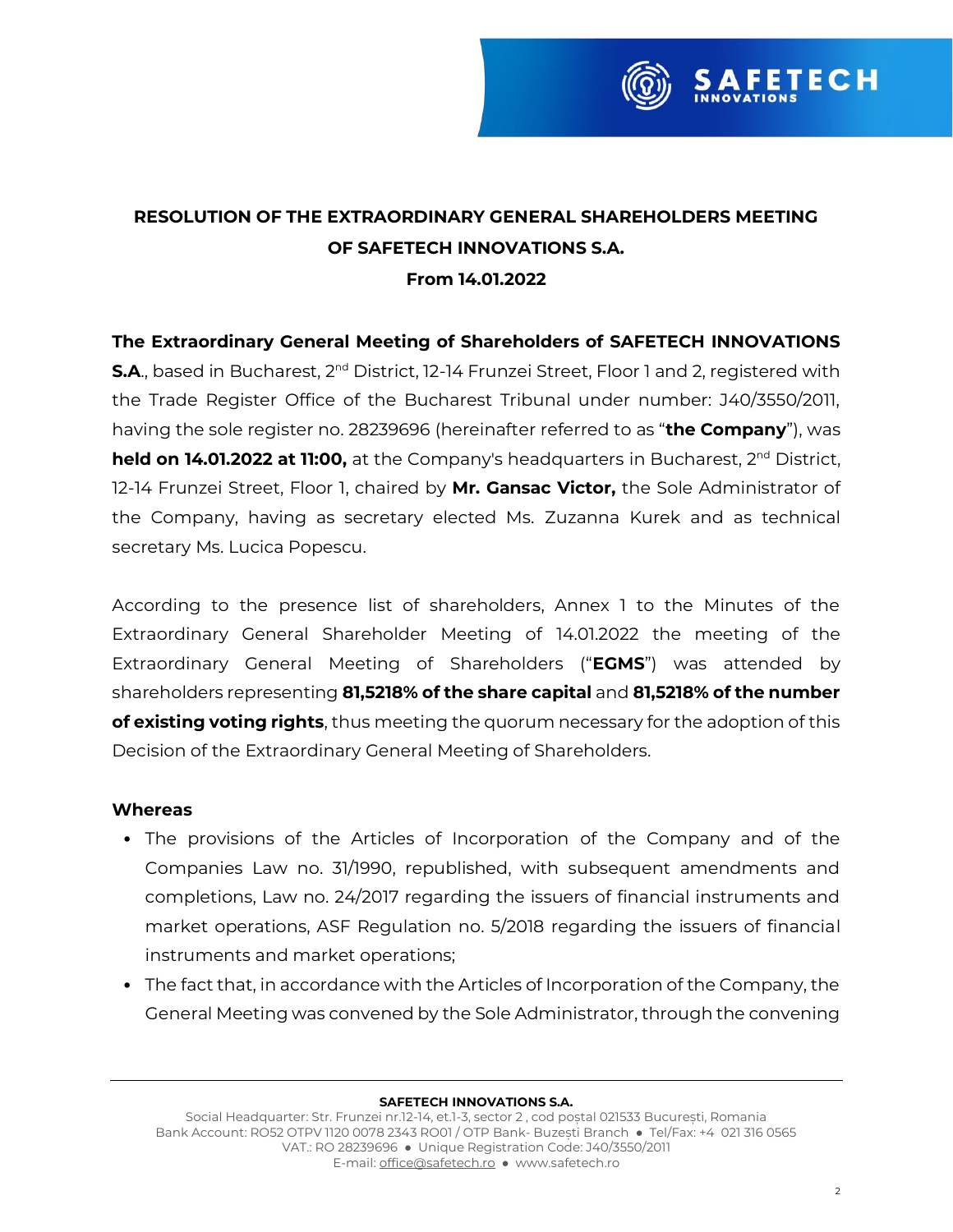# RESOLUTION OF THE EXTRAORDINARY GENERAL SHAREHOLDERS MEETING OF SAFETECH INNOVATIONS S.A.

**From 14.01.2022**

**The Extraordinary General Meeting of Shareholders of SAFETECH INNOVATIONS S.A.**, based in Bucharest, 2nd District, 12-14 Frunzei Street, Floor 1 and 2, registered with the Trade Register Office of the Bucharest Tribunal under number: J40/3550/2011, having the sole register no. 28239696 (hereinafter referred to as "**the Company**"), was **held on 14.01.2022 at 11:00,** at the Company's headquarters in Bucharest, 2nd District, 12-14 Frunzei Street, Floor 1, chaired by **Mr. Gansac Victor,** the Sole Administrator of the Company, having as secretary elected Ms. Zuzanna Kurek and as technical secretary Ms. Lucica Popescu.

According to the presence list of shareholders, Annex 1 to the Minutes of the Extraordinary General Shareholder Meeting of 14.01.2022 the meeting of the Extraordinary General Meeting of Shareholders ("**EGMS**") was attended by shareholders representing **81,5218% of the share capital** and **81,5218% of the number of existing voting rights**, thus meeting the quorum necessary for the adoption of this Decision of the Extraordinary General Meeting of Shareholders.

**Whereas**

- The provisions of the Articles of Incorporation of the Company and of the Companies Law no. 31/1990, republished, with subsequent amendments and completions, Law no. 24/2017 regarding the issuers of financial instruments and market operations, ASF Regulation no. 5/2018 regarding the issuers of financial instruments and market operations;
- The fact that, in accordance with the Articles of Incorporation of the Company, the General Meeting was convened by the Sole Administrator, through the convening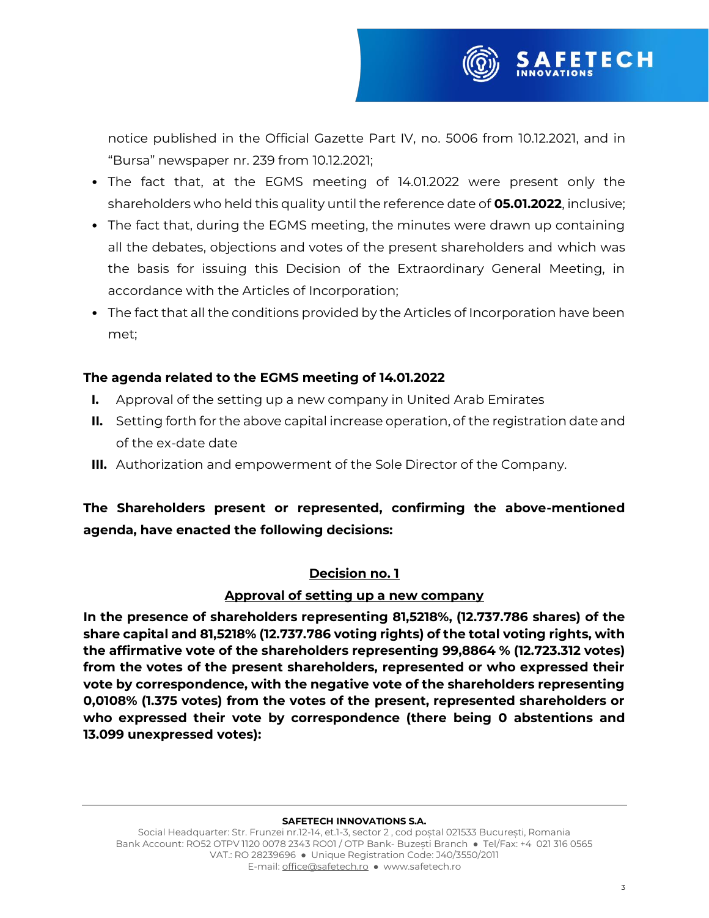notice published in the Official Gazette Part IV, no. 5006 from 10.12.2021, and in "Bursa" newspaper nr. 239 from 10.12.2021;

- The fact that, at the EGMS meeting of 14.01.2022 were present only the shareholders who held this quality until the reference date of **05.01.2022**, inclusive;
- The fact that, during the EGMS meeting, the minutes were drawn up containing all the debates, objections and votes of the present shareholders and which was the basis for issuing this Decision of the Extraordinary General Meeting, in accordance with the Articles of Incorporation;
- The fact that all the conditions provided by the Articles of Incorporation have been met;

**The agenda related to the EGMS meeting of 14.01.2022**

**I.** Approval of the setting up a new company in United Arab Emirates

**II.** Setting forth for the above capital increase operation, of the registration date and of the ex-date date

**III.** Authorization and empowerment of the Sole Director of the Company.

**The Shareholders present or represented, confirming the above-mentioned agenda, have enacted the following decisions:**

**Decision no. 1**

**Approval of setting up a new company**

**In the presence of shareholders representing 81,5218%, (12.737.786 shares) of the share capital and 81,5218% (12.737.786 voting rights) of the total voting rights, with the affirmative vote of the shareholders representing 99,8864 % (12.723.312 votes) from the votes of the present shareholders, represented or who expressed their vote by correspondence, with the negative vote of the shareholders representing 0,0108% (1.375 votes) from the votes of the present, represented shareholders or who expressed their vote by correspondence (there being 0 abstentions and 13.099 unexpressed votes):**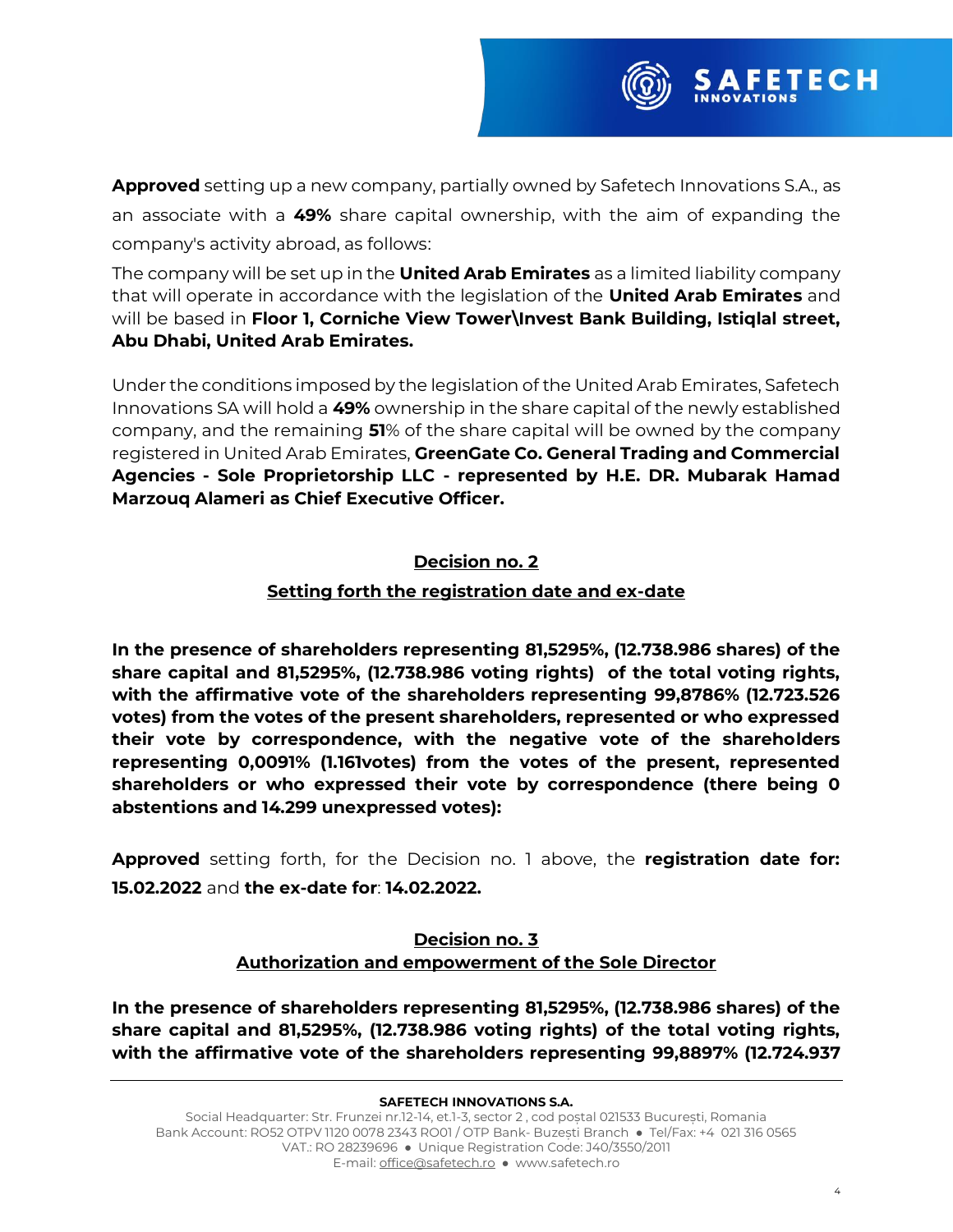**Approved** setting up a new company, partially owned by Safetech Innovations S.A., as an associate with a **49%** share capital ownership, with the aim of expanding the company's activity abroad, as follows:

The company will be set up in the **United Arab Emirates** as a limited liability company that will operate in accordance with the legislation of the **United Arab Emirates** and will be based in **Floor 1, Corniche View Tower\Invest Bank Building, Istiqlal street, Abu Dhabi, United Arab Emirates.**

Under the conditions imposed by the legislation of the United Arab Emirates, Safetech Innovations SA will hold a **49%** ownership in the share capital of the newly established company, and the remaining **51**% of the share capital will be owned by the company registered in United Arab Emirates, **GreenGate Co. General Trading and Commercial Agencies - Sole Proprietorship LLC - represented by H.E. DR. Mubarak Hamad Marzouq Alameri as Chief Executive Officer.**

## Decision no. 2

## Setting forth the registration date and ex-date

**In the presence of shareholders representing 81,5295%, (12.738.986 shares) of the share capital and 81,5295%, (12.738.986 voting rights) of the total voting rights, with the affirmative vote of the shareholders representing 99,8786% (12.723.526 votes) from the votes of the present shareholders, represented or who expressed their vote by correspondence, with the negative vote of the shareholders representing 0,0091% (1.161votes) from the votes of the present, represented shareholders or who expressed their vote by correspondence (there being 0 abstentions and 14.299 unexpressed votes):**

**Approved** setting forth, for the Decision no. 1 above, the **registration date for: 15.02.2022** and **the ex-date for**: **14.02.2022.**

## Decision no. 3

## Authorization and empowerment of the Sole Director

**In the presence of shareholders representing 81,5295%, (12.738.986 shares) of the share capital and 81,5295%, (12.738.986 voting rights) of the total voting rights, with the affirmative vote of the shareholders representing 99,8897% (12.724.937**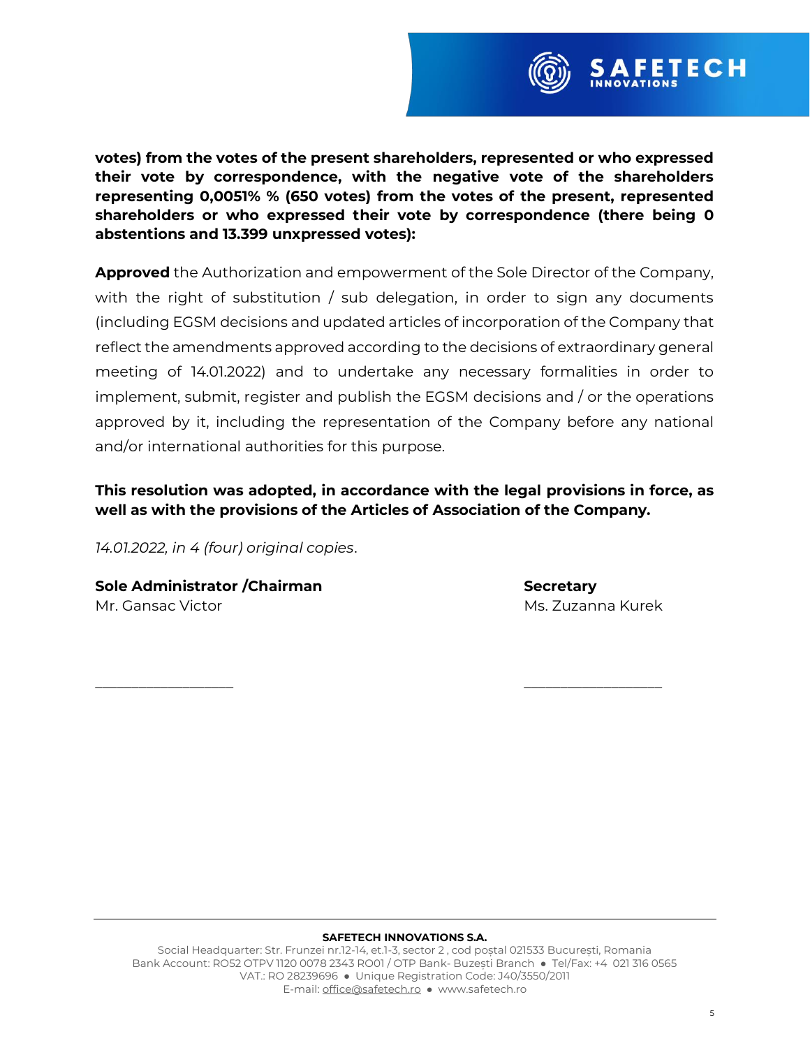**votes) from the votes of the present shareholders, represented or who expressed their vote by correspondence, with the negative vote of the shareholders representing 0,0051% % (650 votes) from the votes of the present, represented shareholders or who expressed their vote by correspondence (there being 0 abstentions and 13.399 unxpressed votes):**

**Approved** the Authorization and empowerment of the Sole Director of the Company, with the right of substitution / sub delegation, in order to sign any documents (including EGSM decisions and updated articles of incorporation of the Company that reflect the amendments approved according to the decisions of extraordinary general meeting of 14.01.2022) and to undertake any necessary formalities in order to implement, submit, register and publish the EGSM decisions and / or the operations approved by it, including the representation of the Company before any national and/or international authorities for this purpose.

**This resolution was adopted, in accordance with the legal provisions in force, as well as with the provisions of the Articles of Association of the Company.**

*14.01.2022, in 4 (four) original copies*.

**Sole Administrator /Chairman**
Mr. Gansac Victor

\_\_\_\_\_\_\_\_\_\_\_\_\_\_\_\_\_\_\_\_

**Secretary**
Ms. Zuzanna Kurek

\_\_\_\_\_\_\_\_\_\_\_\_\_\_\_\_\_\_\_\_

**SAFETECH INNOVATIONS S.A.**
Social Headquarter: Str. Frunzei nr.12-14, et.1-3, sector 2 , cod poștal 021533 București, Romania
Bank Account: RO52 OTPV 1120 0078 2343 RO01 / OTP Bank- Buzești Branch ● Tel/Fax: +4 021 316 0565
VAT.: RO 28239696 ● Unique Registration Code: J40/3550/2011
E-mail: office@safetech.ro ● www.safetech.ro